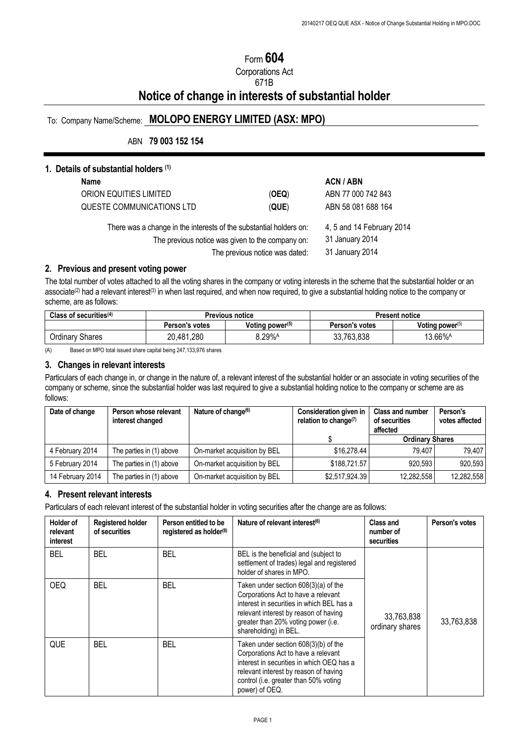Form **604**

Corporations Act

671B

# Notice of change in interests of substantial holder

To: Company Name/Scheme: **MOLOPO ENERGY LIMITED (ASX: MPO)**

ABN **79 003 152 154**

## 1. Details of substantial holders [(1)]

| Name | | ACN / ABN |
|---|---|---|
| ORION EQUITIES LIMITED | (**OEQ**) | ABN 77 000 742 843 |
| QUESTE COMMUNICATIONS LTD | (**QUE**) | ABN 58 081 688 164 |

There was a change in the interests of the substantial holders on: 4, 5 and 14 February 2014

The previous notice was given to the company on: 31 January 2014

The previous notice was dated: 31 January 2014

## 2. Previous and present voting power

The total number of votes attached to all the voting shares in the company or voting interests in the scheme that the substantial holder or an associate[(2)] had a relevant interest[(3)] in when last required, and when now required, to give a substantial holding notice to the company or scheme, are as follows:

| Class of securities[(4)] | Previous notice | | Present notice | |
|---|---|---|---|---|
| | Person's votes | Voting power[(5)] | Person's votes | Voting power[(5)] |
| Ordinary Shares | 20,481,280 | 8.29%[A] | 33,763,838 | 13.66%[A] |

(A) Based on MPO total issued share capital being 247,133,976 shares

## 3. Changes in relevant interests

Particulars of each change in, or change in the nature of, a relevant interest of the substantial holder or an associate in voting securities of the company or scheme, since the substantial holder was last required to give a substantial holding notice to the company or scheme are as follows:

| Date of change | Person whose relevant interest changed | Nature of change[(6)] | Consideration given in relation to change[(7)] | Class and number of securities affected | Person's votes affected |
|---|---|---|---|---|---|
| | | | $ | Ordinary Shares | |
| 4 February 2014 | The parties in (1) above | On-market acquisition by BEL | $16,278.44 | 79,407 | 79,407 |
| 5 February 2014 | The parties in (1) above | On-market acquisition by BEL | $188,721.57 | 920,593 | 920,593 |
| 14 February 2014 | The parties in (1) above | On-market acquisition by BEL | $2,517,924.39 | 12,282,558 | 12,282,558 |

## 4. Present relevant interests

Particulars of each relevant interest of the substantial holder in voting securities after the change are as follows:

| Holder of relevant interest | Registered holder of securities | Person entitled to be registered as holder[(8)] | Nature of relevant interest[(6)] | Class and number of securities | Person's votes |
|---|---|---|---|---|---|
| BEL | BEL | BEL | BEL is the beneficial and (subject to settlement of trades) legal and registered holder of shares in MPO. | 33,763,838 ordinary shares | 33,763,838 |
| OEQ | BEL | BEL | Taken under section 608(3)(a) of the Corporations Act to have a relevant interest in securities in which BEL has a relevant interest by reason of having greater than 20% voting power (i.e. shareholding) in BEL. | | |
| QUE | BEL | BEL | Taken under section 608(3)(b) of the Corporations Act to have a relevant interest in securities in which OEQ has a relevant interest by reason of having control (i.e. greater than 50% voting power) of OEQ. | | |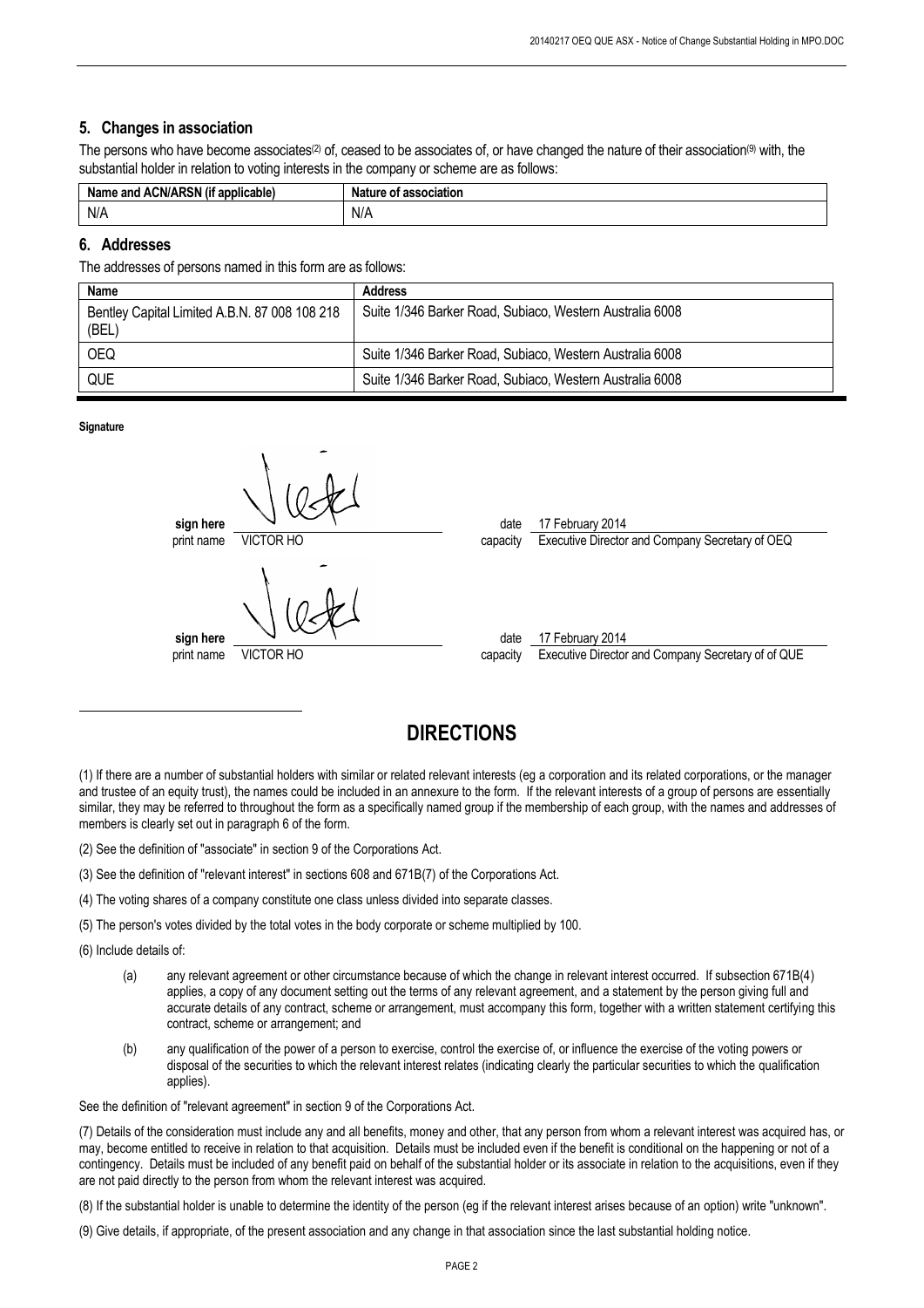## 5. Changes in association

The persons who have become associates[2] of, ceased to be associates of, or have changed the nature of their association[9] with, the substantial holder in relation to voting interests in the company or scheme are as follows:

| Name and ACN/ARSN (if applicable) | Nature of association |
|---|---|
| N/A | N/A |

## 6. Addresses

The addresses of persons named in this form are as follows:

| Name | Address |
|---|---|
| Bentley Capital Limited A.B.N. 87 008 108 218 (BEL) | Suite 1/346 Barker Road, Subiaco, Western Australia 6008 |
| OEQ | Suite 1/346 Barker Road, Subiaco, Western Australia 6008 |
| QUE | Suite 1/346 Barker Road, Subiaco, Western Australia 6008 |

**Signature**

**sign here** date 17 February 2014
print name VICTOR HO capacity Executive Director and Company Secretary of OEQ

**sign here** date 17 February 2014
print name VICTOR HO capacity Executive Director and Company Secretary of of QUE

# DIRECTIONS

(1) If there are a number of substantial holders with similar or related relevant interests (eg a corporation and its related corporations, or the manager and trustee of an equity trust), the names could be included in an annexure to the form. If the relevant interests of a group of persons are essentially similar, they may be referred to throughout the form as a specifically named group if the membership of each group, with the names and addresses of members is clearly set out in paragraph 6 of the form.

(2) See the definition of "associate" in section 9 of the Corporations Act.

(3) See the definition of "relevant interest" in sections 608 and 671B(7) of the Corporations Act.

(4) The voting shares of a company constitute one class unless divided into separate classes.

(5) The person's votes divided by the total votes in the body corporate or scheme multiplied by 100.

(6) Include details of:

- (a) any relevant agreement or other circumstance because of which the change in relevant interest occurred. If subsection 671B(4) applies, a copy of any document setting out the terms of any relevant agreement, and a statement by the person giving full and accurate details of any contract, scheme or arrangement, must accompany this form, together with a written statement certifying this contract, scheme or arrangement; and
- (b) any qualification of the power of a person to exercise, control the exercise of, or influence the exercise of the voting powers or disposal of the securities to which the relevant interest relates (indicating clearly the particular securities to which the qualification applies).

See the definition of "relevant agreement" in section 9 of the Corporations Act.

(7) Details of the consideration must include any and all benefits, money and other, that any person from whom a relevant interest was acquired has, or may, become entitled to receive in relation to that acquisition. Details must be included even if the benefit is conditional on the happening or not of a contingency. Details must be included of any benefit paid on behalf of the substantial holder or its associate in relation to the acquisitions, even if they are not paid directly to the person from whom the relevant interest was acquired.

(8) If the substantial holder is unable to determine the identity of the person (eg if the relevant interest arises because of an option) write "unknown".

(9) Give details, if appropriate, of the present association and any change in that association since the last substantial holding notice.